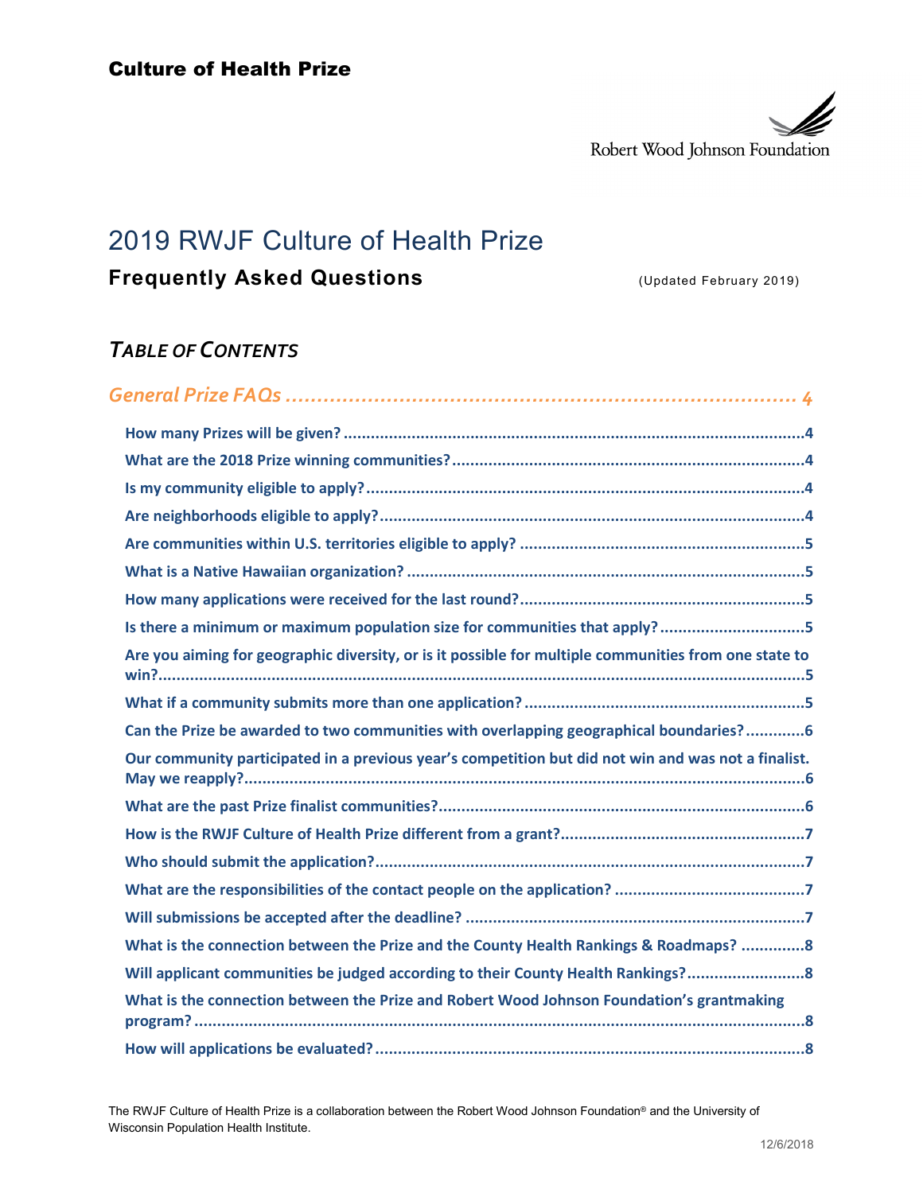Culture of Health Prize

Robert Wood Johnson Foundation

# 2019 RWJF Culture of Health Prize

## Frequently Asked Questions

(Updated February 2019)

## *TABLE OF CONTENTS*

*General Prize FAQs* ........................................................................ 4

- How many Prizes will be given? ........................................................................ 4
- What are the 2018 Prize winning communities? ........................................................................ 4
- Is my community eligible to apply? ........................................................................ 4
- Are neighborhoods eligible to apply? ........................................................................ 4
- Are communities within U.S. territories eligible to apply? ........................................................................ 5
- What is a Native Hawaiian organization? ........................................................................ 5
- How many applications were received for the last round? ........................................................................ 5
- Is there a minimum or maximum population size for communities that apply? ........................................................................ 5
- Are you aiming for geographic diversity, or is it possible for multiple communities from one state to win? ........................................................................ 5
- What if a community submits more than one application? ........................................................................ 5
- Can the Prize be awarded to two communities with overlapping geographical boundaries? ........................................................................ 6
- Our community participated in a previous year's competition but did not win and was not a finalist. May we reapply? ........................................................................ 6
- What are the past Prize finalist communities? ........................................................................ 6
- How is the RWJF Culture of Health Prize different from a grant? ........................................................................ 7
- Who should submit the application? ........................................................................ 7
- What are the responsibilities of the contact people on the application? ........................................................................ 7
- Will submissions be accepted after the deadline? ........................................................................ 7
- What is the connection between the Prize and the County Health Rankings & Roadmaps? ........................................................................ 8
- Will applicant communities be judged according to their County Health Rankings? ........................................................................ 8
- What is the connection between the Prize and Robert Wood Johnson Foundation's grantmaking program? ........................................................................ 8
- How will applications be evaluated? ........................................................................ 8

The RWJF Culture of Health Prize is a collaboration between the Robert Wood Johnson Foundation® and the University of Wisconsin Population Health Institute.

12/6/2018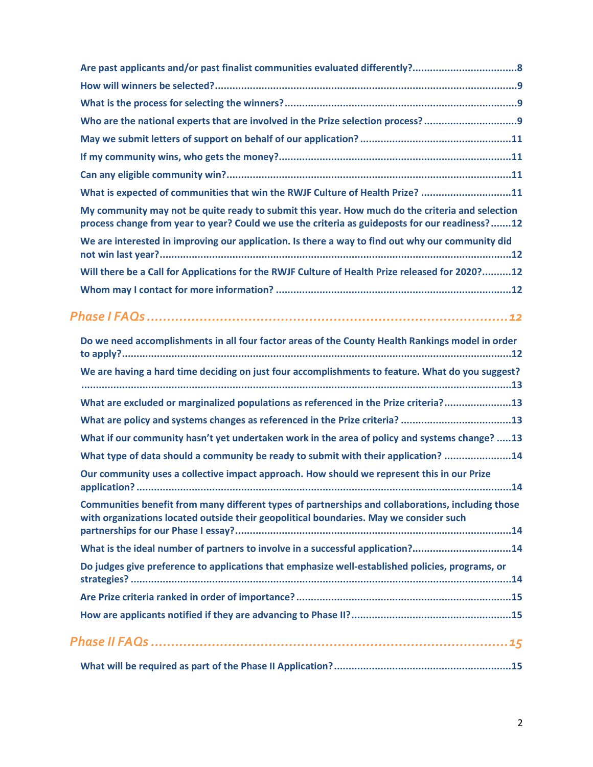**Are past applicants and/or past finalist communities evaluated differently? .... 8**

**How will winners be selected? .... 9**

**What is the process for selecting the winners? .... 9**

**Who are the national experts that are involved in the Prize selection process? .... 9**

**May we submit letters of support on behalf of our application? .... 11**

**If my community wins, who gets the money? .... 11**

**Can any eligible community win? .... 11**

**What is expected of communities that win the RWJF Culture of Health Prize? .... 11**

**My community may not be quite ready to submit this year. How much do the criteria and selection process change from year to year? Could we use the criteria as guideposts for our readiness? .... 12**

**We are interested in improving our application. Is there a way to find out why our community did not win last year? .... 12**

**Will there be a Call for Applications for the RWJF Culture of Health Prize released for 2020? .... 12**

**Whom may I contact for more information? .... 12**

## *Phase I FAQs .... 12*

**Do we need accomplishments in all four factor areas of the County Health Rankings model in order to apply? .... 12**

**We are having a hard time deciding on just four accomplishments to feature. What do you suggest? .... 13**

**What are excluded or marginalized populations as referenced in the Prize criteria? .... 13**

**What are policy and systems changes as referenced in the Prize criteria? .... 13**

**What if our community hasn't yet undertaken work in the area of policy and systems change? .... 13**

**What type of data should a community be ready to submit with their application? .... 14**

**Our community uses a collective impact approach. How should we represent this in our Prize application? .... 14**

**Communities benefit from many different types of partnerships and collaborations, including those with organizations located outside their geopolitical boundaries. May we consider such partnerships for our Phase I essay? .... 14**

**What is the ideal number of partners to involve in a successful application? .... 14**

**Do judges give preference to applications that emphasize well-established policies, programs, or strategies? .... 14**

**Are Prize criteria ranked in order of importance? .... 15**

**How are applicants notified if they are advancing to Phase II? .... 15**

## *Phase II FAQs .... 15*

**What will be required as part of the Phase II Application? .... 15**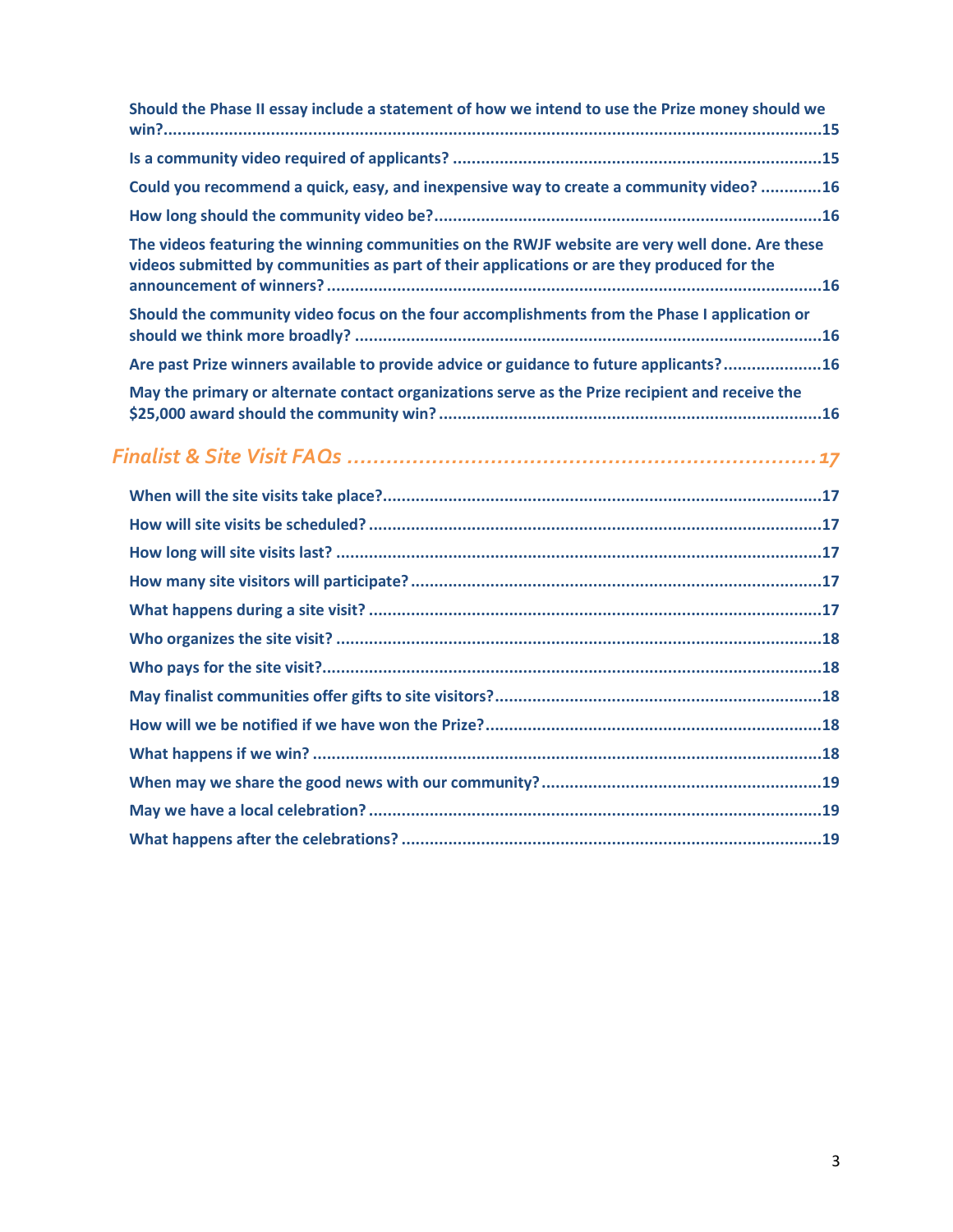**Should the Phase II essay include a statement of how we intend to use the Prize money should we win?......15**

**Is a community video required of applicants? ......15**

**Could you recommend a quick, easy, and inexpensive way to create a community video? ......16**

**How long should the community video be?......16**

**The videos featuring the winning communities on the RWJF website are very well done. Are these videos submitted by communities as part of their applications or are they produced for the announcement of winners? ......16**

**Should the community video focus on the four accomplishments from the Phase I application or should we think more broadly? ......16**

**Are past Prize winners available to provide advice or guidance to future applicants? ......16**

**May the primary or alternate contact organizations serve as the Prize recipient and receive the $25,000 award should the community win? ......16**

## *Finalist & Site Visit FAQs ......17*

**When will the site visits take place?......17**

**How will site visits be scheduled? ......17**

**How long will site visits last? ......17**

**How many site visitors will participate? ......17**

**What happens during a site visit? ......17**

**Who organizes the site visit? ......18**

**Who pays for the site visit?......18**

**May finalist communities offer gifts to site visitors?......18**

**How will we be notified if we have won the Prize?......18**

**What happens if we win? ......18**

**When may we share the good news with our community?......19**

**May we have a local celebration? ......19**

**What happens after the celebrations? ......19**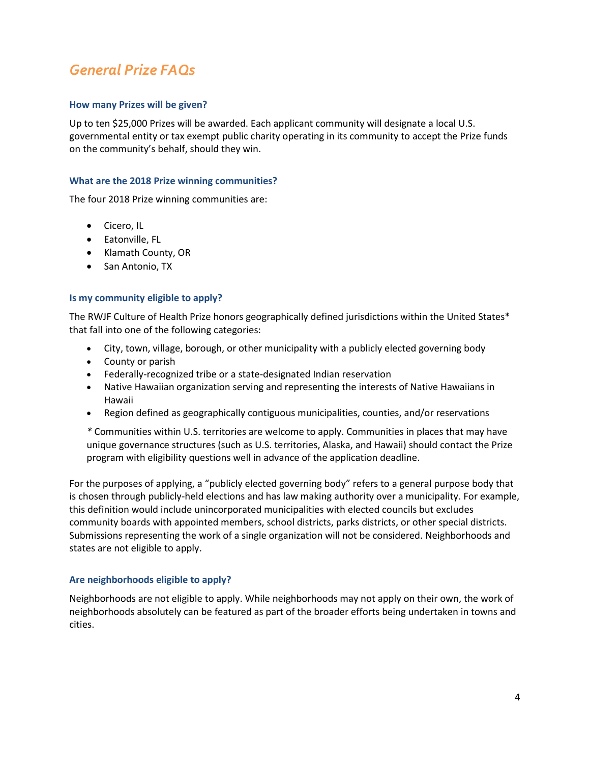## General Prize FAQs

### How many Prizes will be given?

Up to ten $25,000 Prizes will be awarded. Each applicant community will designate a local U.S. governmental entity or tax exempt public charity operating in its community to accept the Prize funds on the community's behalf, should they win.

### What are the 2018 Prize winning communities?

The four 2018 Prize winning communities are:

- Cicero, IL
- Eatonville, FL
- Klamath County, OR
- San Antonio, TX

### Is my community eligible to apply?

The RWJF Culture of Health Prize honors geographically defined jurisdictions within the United States* that fall into one of the following categories:

- City, town, village, borough, or other municipality with a publicly elected governing body
- County or parish
- Federally-recognized tribe or a state-designated Indian reservation
- Native Hawaiian organization serving and representing the interests of Native Hawaiians in Hawaii
- Region defined as geographically contiguous municipalities, counties, and/or reservations

*\** Communities within U.S. territories are welcome to apply. Communities in places that may have unique governance structures (such as U.S. territories, Alaska, and Hawaii) should contact the Prize program with eligibility questions well in advance of the application deadline.

For the purposes of applying, a "publicly elected governing body" refers to a general purpose body that is chosen through publicly-held elections and has law making authority over a municipality. For example, this definition would include unincorporated municipalities with elected councils but excludes community boards with appointed members, school districts, parks districts, or other special districts. Submissions representing the work of a single organization will not be considered. Neighborhoods and states are not eligible to apply.

### Are neighborhoods eligible to apply?

Neighborhoods are not eligible to apply. While neighborhoods may not apply on their own, the work of neighborhoods absolutely can be featured as part of the broader efforts being undertaken in towns and cities.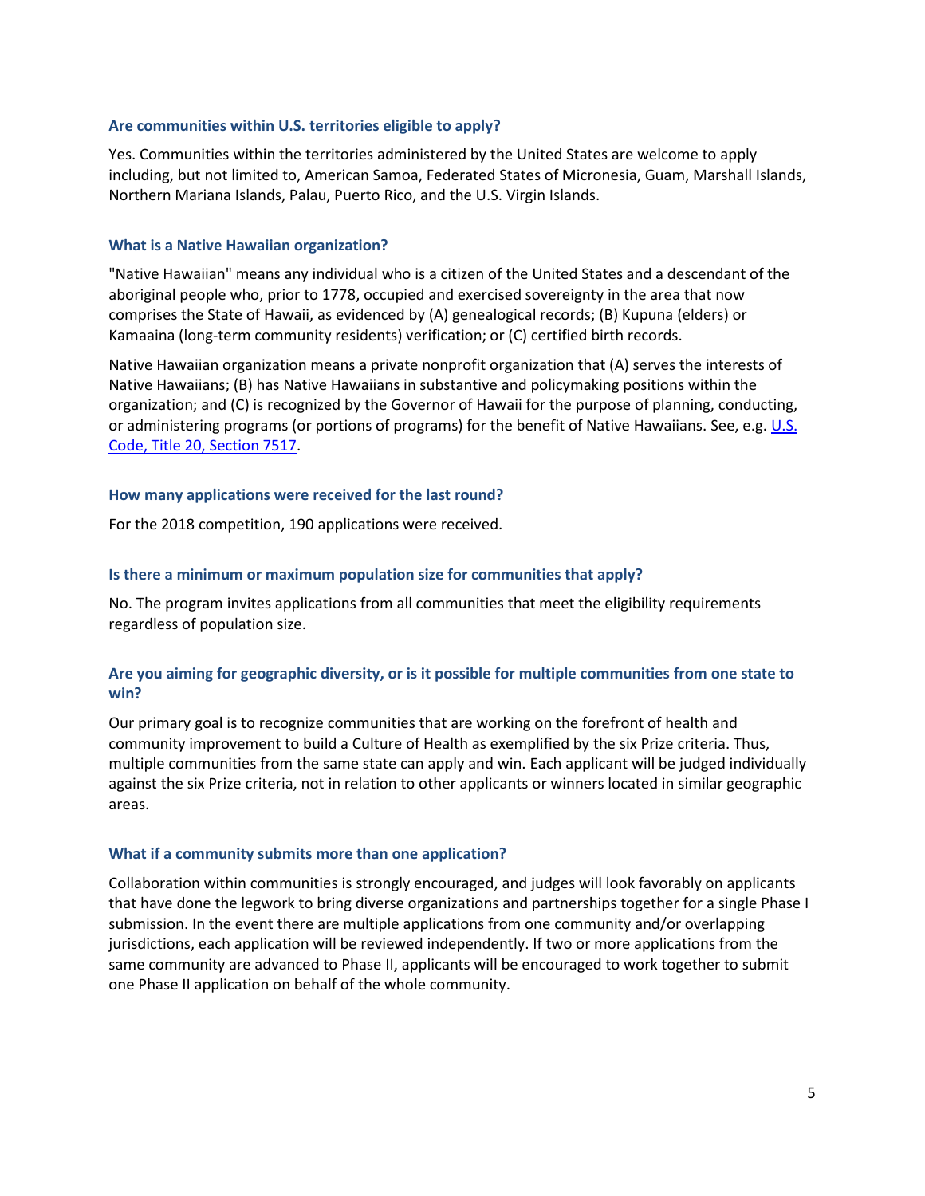### Are communities within U.S. territories eligible to apply?

Yes. Communities within the territories administered by the United States are welcome to apply including, but not limited to, American Samoa, Federated States of Micronesia, Guam, Marshall Islands, Northern Mariana Islands, Palau, Puerto Rico, and the U.S. Virgin Islands.

### What is a Native Hawaiian organization?

"Native Hawaiian" means any individual who is a citizen of the United States and a descendant of the aboriginal people who, prior to 1778, occupied and exercised sovereignty in the area that now comprises the State of Hawaii, as evidenced by (A) genealogical records; (B) Kupuna (elders) or Kamaaina (long-term community residents) verification; or (C) certified birth records.

Native Hawaiian organization means a private nonprofit organization that (A) serves the interests of Native Hawaiians; (B) has Native Hawaiians in substantive and policymaking positions within the organization; and (C) is recognized by the Governor of Hawaii for the purpose of planning, conducting, or administering programs (or portions of programs) for the benefit of Native Hawaiians. See, e.g. U.S. Code, Title 20, Section 7517.

### How many applications were received for the last round?

For the 2018 competition, 190 applications were received.

### Is there a minimum or maximum population size for communities that apply?

No. The program invites applications from all communities that meet the eligibility requirements regardless of population size.

### Are you aiming for geographic diversity, or is it possible for multiple communities from one state to win?

Our primary goal is to recognize communities that are working on the forefront of health and community improvement to build a Culture of Health as exemplified by the six Prize criteria. Thus, multiple communities from the same state can apply and win. Each applicant will be judged individually against the six Prize criteria, not in relation to other applicants or winners located in similar geographic areas.

### What if a community submits more than one application?

Collaboration within communities is strongly encouraged, and judges will look favorably on applicants that have done the legwork to bring diverse organizations and partnerships together for a single Phase I submission. In the event there are multiple applications from one community and/or overlapping jurisdictions, each application will be reviewed independently. If two or more applications from the same community are advanced to Phase II, applicants will be encouraged to work together to submit one Phase II application on behalf of the whole community.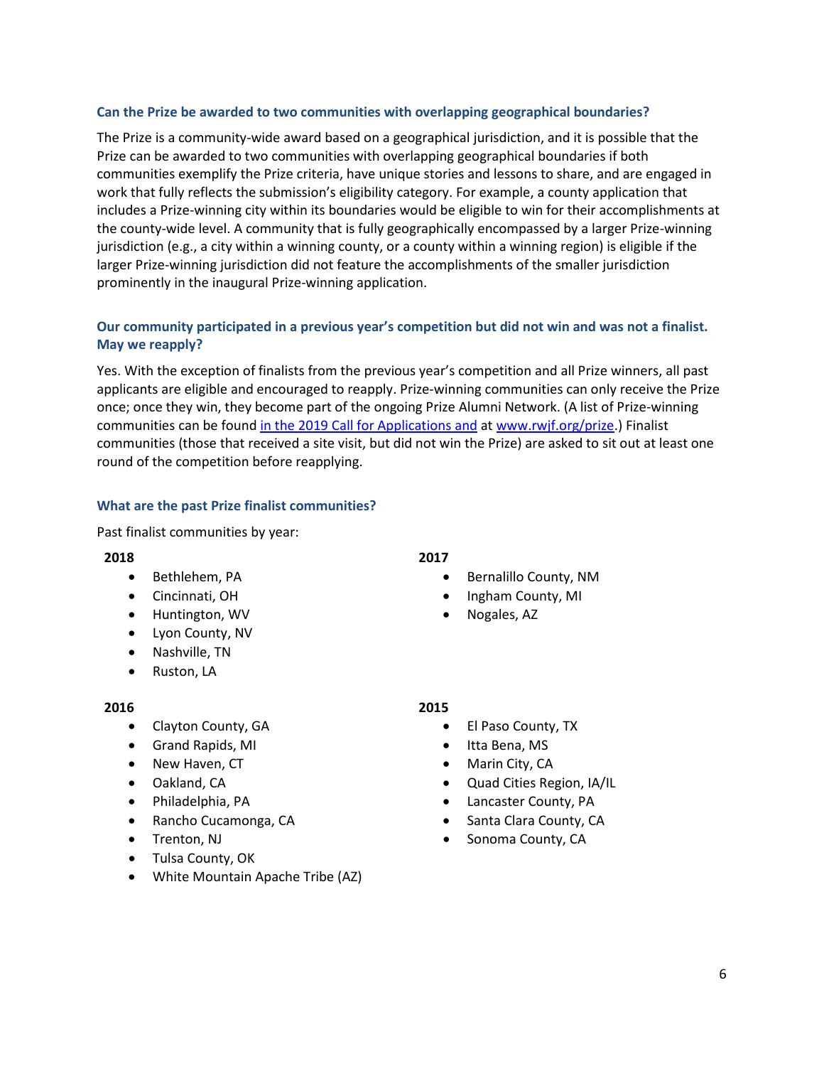### Can the Prize be awarded to two communities with overlapping geographical boundaries?

The Prize is a community-wide award based on a geographical jurisdiction, and it is possible that the Prize can be awarded to two communities with overlapping geographical boundaries if both communities exemplify the Prize criteria, have unique stories and lessons to share, and are engaged in work that fully reflects the submission's eligibility category. For example, a county application that includes a Prize-winning city within its boundaries would be eligible to win for their accomplishments at the county-wide level. A community that is fully geographically encompassed by a larger Prize-winning jurisdiction (e.g., a city within a winning county, or a county within a winning region) is eligible if the larger Prize-winning jurisdiction did not feature the accomplishments of the smaller jurisdiction prominently in the inaugural Prize-winning application.

### Our community participated in a previous year's competition but did not win and was not a finalist. May we reapply?

Yes. With the exception of finalists from the previous year's competition and all Prize winners, all past applicants are eligible and encouraged to reapply. Prize-winning communities can only receive the Prize once; once they win, they become part of the ongoing Prize Alumni Network. (A list of Prize-winning communities can be found [in the 2019 Call for Applications and](in the 2019 Call for Applications and) at [www.rwjf.org/prize](www.rwjf.org/prize).) Finalist communities (those that received a site visit, but did not win the Prize) are asked to sit out at least one round of the competition before reapplying.

### What are the past Prize finalist communities?

Past finalist communities by year:

**2018**

- Bethlehem, PA
- Cincinnati, OH
- Huntington, WV
- Lyon County, NV
- Nashville, TN
- Ruston, LA

**2017**

- Bernalillo County, NM
- Ingham County, MI
- Nogales, AZ

**2016**

- Clayton County, GA
- Grand Rapids, MI
- New Haven, CT
- Oakland, CA
- Philadelphia, PA
- Rancho Cucamonga, CA
- Trenton, NJ
- Tulsa County, OK
- White Mountain Apache Tribe (AZ)

**2015**

- El Paso County, TX
- Itta Bena, MS
- Marin City, CA
- Quad Cities Region, IA/IL
- Lancaster County, PA
- Santa Clara County, CA
- Sonoma County, CA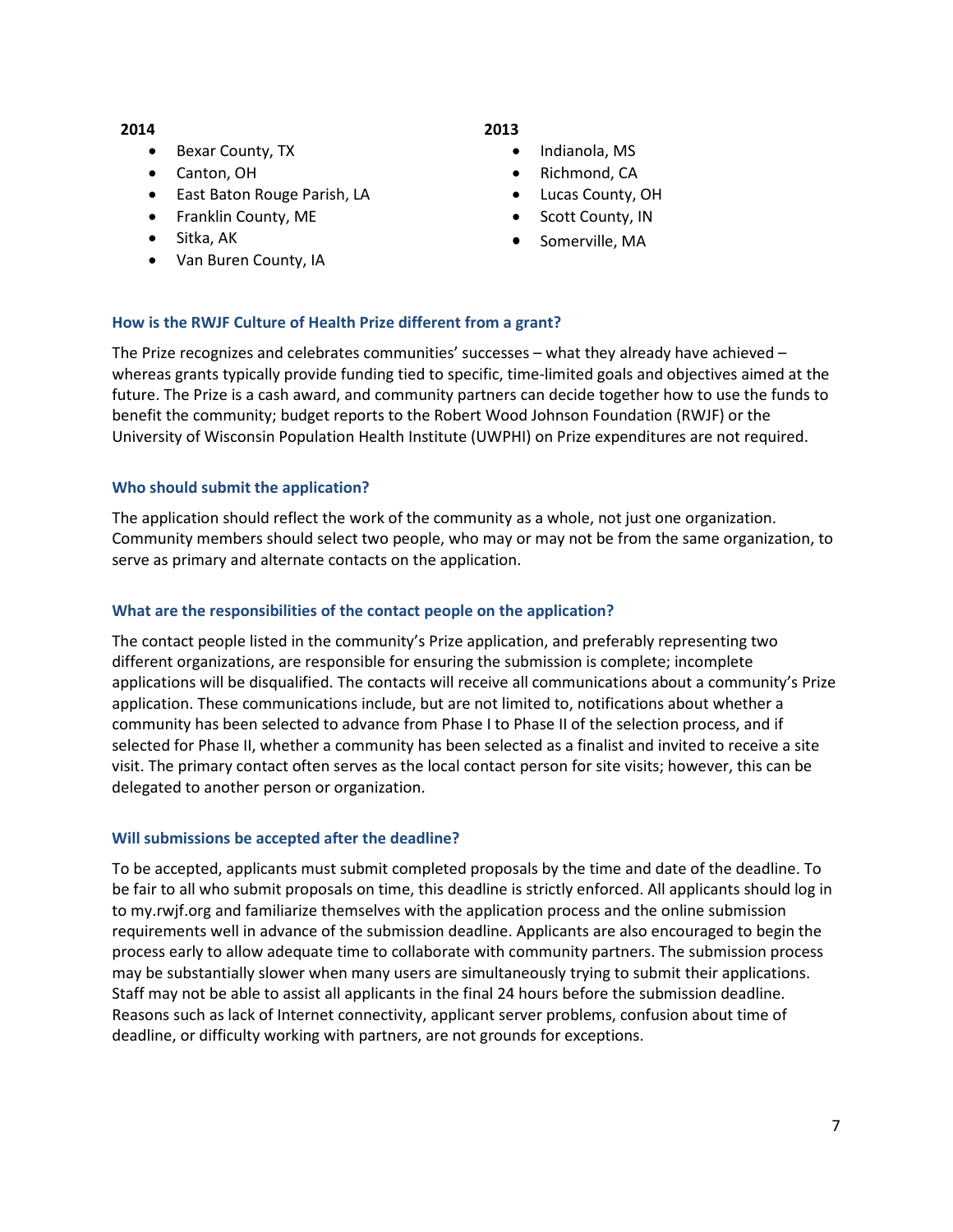**2014**

- Bexar County, TX
- Canton, OH
- East Baton Rouge Parish, LA
- Franklin County, ME
- Sitka, AK
- Van Buren County, IA

**2013**

- Indianola, MS
- Richmond, CA
- Lucas County, OH
- Scott County, IN
- Somerville, MA

### How is the RWJF Culture of Health Prize different from a grant?

The Prize recognizes and celebrates communities' successes – what they already have achieved – whereas grants typically provide funding tied to specific, time-limited goals and objectives aimed at the future. The Prize is a cash award, and community partners can decide together how to use the funds to benefit the community; budget reports to the Robert Wood Johnson Foundation (RWJF) or the University of Wisconsin Population Health Institute (UWPHI) on Prize expenditures are not required.

### Who should submit the application?

The application should reflect the work of the community as a whole, not just one organization. Community members should select two people, who may or may not be from the same organization, to serve as primary and alternate contacts on the application.

### What are the responsibilities of the contact people on the application?

The contact people listed in the community's Prize application, and preferably representing two different organizations, are responsible for ensuring the submission is complete; incomplete applications will be disqualified. The contacts will receive all communications about a community's Prize application. These communications include, but are not limited to, notifications about whether a community has been selected to advance from Phase I to Phase II of the selection process, and if selected for Phase II, whether a community has been selected as a finalist and invited to receive a site visit. The primary contact often serves as the local contact person for site visits; however, this can be delegated to another person or organization.

### Will submissions be accepted after the deadline?

To be accepted, applicants must submit completed proposals by the time and date of the deadline. To be fair to all who submit proposals on time, this deadline is strictly enforced. All applicants should log in to my.rwjf.org and familiarize themselves with the application process and the online submission requirements well in advance of the submission deadline. Applicants are also encouraged to begin the process early to allow adequate time to collaborate with community partners. The submission process may be substantially slower when many users are simultaneously trying to submit their applications. Staff may not be able to assist all applicants in the final 24 hours before the submission deadline. Reasons such as lack of Internet connectivity, applicant server problems, confusion about time of deadline, or difficulty working with partners, are not grounds for exceptions.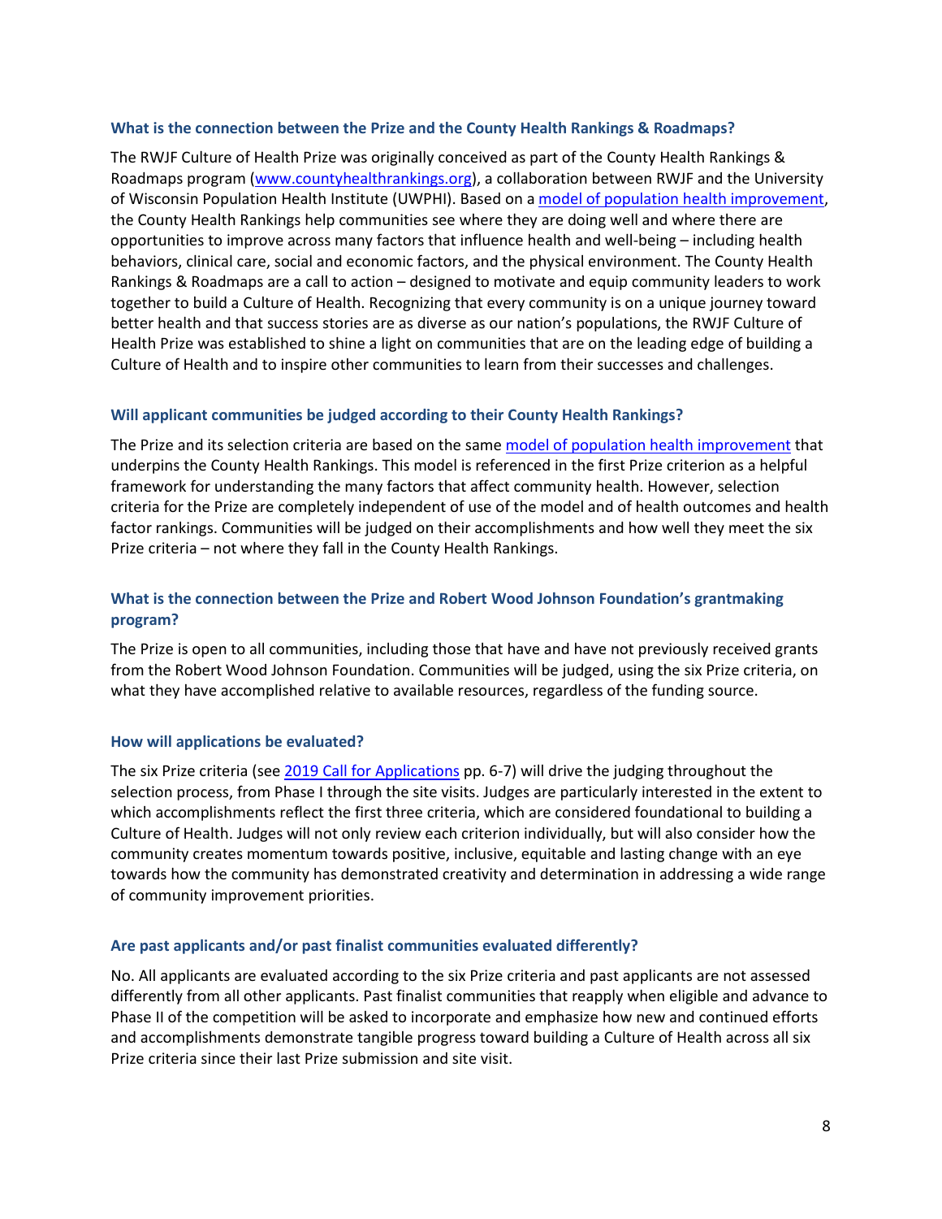### What is the connection between the Prize and the County Health Rankings & Roadmaps?

The RWJF Culture of Health Prize was originally conceived as part of the County Health Rankings & Roadmaps program (www.countyhealthrankings.org), a collaboration between RWJF and the University of Wisconsin Population Health Institute (UWPHI). Based on a model of population health improvement, the County Health Rankings help communities see where they are doing well and where there are opportunities to improve across many factors that influence health and well-being – including health behaviors, clinical care, social and economic factors, and the physical environment. The County Health Rankings & Roadmaps are a call to action – designed to motivate and equip community leaders to work together to build a Culture of Health. Recognizing that every community is on a unique journey toward better health and that success stories are as diverse as our nation's populations, the RWJF Culture of Health Prize was established to shine a light on communities that are on the leading edge of building a Culture of Health and to inspire other communities to learn from their successes and challenges.

### Will applicant communities be judged according to their County Health Rankings?

The Prize and its selection criteria are based on the same model of population health improvement that underpins the County Health Rankings. This model is referenced in the first Prize criterion as a helpful framework for understanding the many factors that affect community health. However, selection criteria for the Prize are completely independent of use of the model and of health outcomes and health factor rankings. Communities will be judged on their accomplishments and how well they meet the six Prize criteria – not where they fall in the County Health Rankings.

### What is the connection between the Prize and Robert Wood Johnson Foundation's grantmaking program?

The Prize is open to all communities, including those that have and have not previously received grants from the Robert Wood Johnson Foundation. Communities will be judged, using the six Prize criteria, on what they have accomplished relative to available resources, regardless of the funding source.

### How will applications be evaluated?

The six Prize criteria (see 2019 Call for Applications pp. 6-7) will drive the judging throughout the selection process, from Phase I through the site visits. Judges are particularly interested in the extent to which accomplishments reflect the first three criteria, which are considered foundational to building a Culture of Health. Judges will not only review each criterion individually, but will also consider how the community creates momentum towards positive, inclusive, equitable and lasting change with an eye towards how the community has demonstrated creativity and determination in addressing a wide range of community improvement priorities.

### Are past applicants and/or past finalist communities evaluated differently?

No. All applicants are evaluated according to the six Prize criteria and past applicants are not assessed differently from all other applicants. Past finalist communities that reapply when eligible and advance to Phase II of the competition will be asked to incorporate and emphasize how new and continued efforts and accomplishments demonstrate tangible progress toward building a Culture of Health across all six Prize criteria since their last Prize submission and site visit.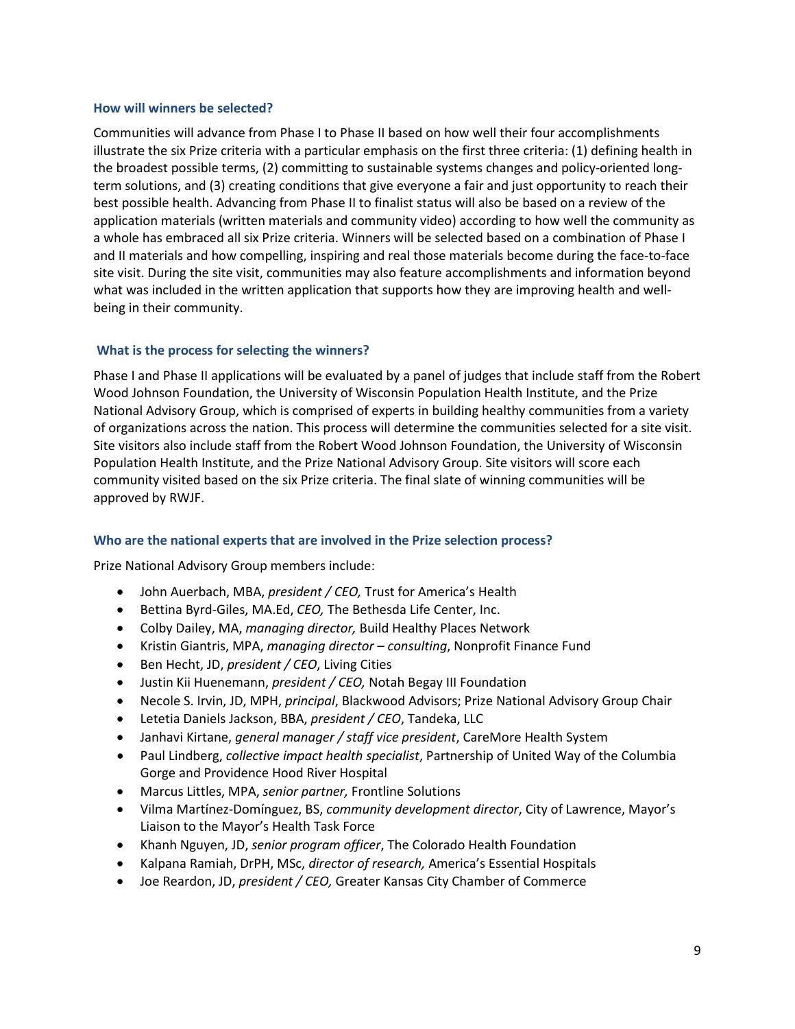### How will winners be selected?

Communities will advance from Phase I to Phase II based on how well their four accomplishments illustrate the six Prize criteria with a particular emphasis on the first three criteria: (1) defining health in the broadest possible terms, (2) committing to sustainable systems changes and policy-oriented long-term solutions, and (3) creating conditions that give everyone a fair and just opportunity to reach their best possible health. Advancing from Phase II to finalist status will also be based on a review of the application materials (written materials and community video) according to how well the community as a whole has embraced all six Prize criteria. Winners will be selected based on a combination of Phase I and II materials and how compelling, inspiring and real those materials become during the face-to-face site visit. During the site visit, communities may also feature accomplishments and information beyond what was included in the written application that supports how they are improving health and well-being in their community.

### What is the process for selecting the winners?

Phase I and Phase II applications will be evaluated by a panel of judges that include staff from the Robert Wood Johnson Foundation, the University of Wisconsin Population Health Institute, and the Prize National Advisory Group, which is comprised of experts in building healthy communities from a variety of organizations across the nation. This process will determine the communities selected for a site visit. Site visitors also include staff from the Robert Wood Johnson Foundation, the University of Wisconsin Population Health Institute, and the Prize National Advisory Group. Site visitors will score each community visited based on the six Prize criteria. The final slate of winning communities will be approved by RWJF.

### Who are the national experts that are involved in the Prize selection process?

Prize National Advisory Group members include:

- John Auerbach, MBA, *president / CEO,* Trust for America's Health
- Bettina Byrd-Giles, MA.Ed, *CEO,* The Bethesda Life Center, Inc.
- Colby Dailey, MA, *managing director,* Build Healthy Places Network
- Kristin Giantris, MPA, *managing director – consulting*, Nonprofit Finance Fund
- Ben Hecht, JD, *president / CEO*, Living Cities
- Justin Kii Huenemann, *president / CEO,* Notah Begay III Foundation
- Necole S. Irvin, JD, MPH, *principal*, Blackwood Advisors; Prize National Advisory Group Chair
- Letetia Daniels Jackson, BBA, *president / CEO*, Tandeka, LLC
- Janhavi Kirtane, *general manager / staff vice president*, CareMore Health System
- Paul Lindberg, *collective impact health specialist*, Partnership of United Way of the Columbia Gorge and Providence Hood River Hospital
- Marcus Littles, MPA, *senior partner,* Frontline Solutions
- Vilma Martínez-Domínguez, BS, *community development director*, City of Lawrence, Mayor's Liaison to the Mayor's Health Task Force
- Khanh Nguyen, JD, *senior program officer*, The Colorado Health Foundation
- Kalpana Ramiah, DrPH, MSc, *director of research,* America's Essential Hospitals
- Joe Reardon, JD, *president / CEO,* Greater Kansas City Chamber of Commerce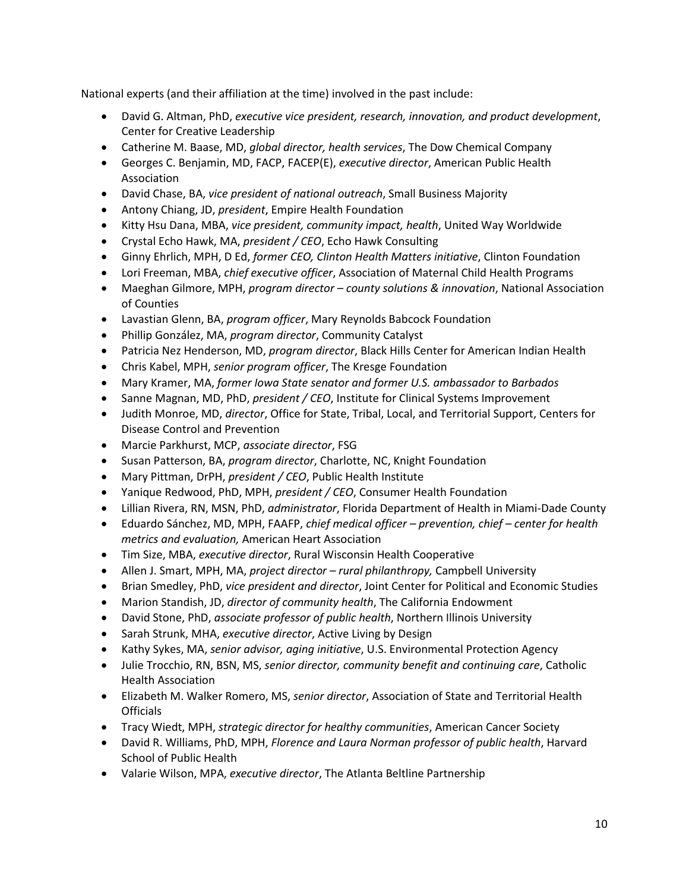National experts (and their affiliation at the time) involved in the past include:

- David G. Altman, PhD, *executive vice president, research, innovation, and product development*, Center for Creative Leadership
- Catherine M. Baase, MD, *global director, health services*, The Dow Chemical Company
- Georges C. Benjamin, MD, FACP, FACEP(E), *executive director*, American Public Health Association
- David Chase, BA, *vice president of national outreach*, Small Business Majority
- Antony Chiang, JD, *president*, Empire Health Foundation
- Kitty Hsu Dana, MBA, *vice president, community impact, health*, United Way Worldwide
- Crystal Echo Hawk, MA, *president / CEO*, Echo Hawk Consulting
- Ginny Ehrlich, MPH, D Ed, *former CEO, Clinton Health Matters initiative*, Clinton Foundation
- Lori Freeman, MBA, *chief executive officer*, Association of Maternal Child Health Programs
- Maeghan Gilmore, MPH, *program director – county solutions & innovation*, National Association of Counties
- Lavastian Glenn, BA, *program officer*, Mary Reynolds Babcock Foundation
- Phillip González, MA, *program director*, Community Catalyst
- Patricia Nez Henderson, MD, *program director*, Black Hills Center for American Indian Health
- Chris Kabel, MPH, *senior program officer*, The Kresge Foundation
- Mary Kramer, MA, *former Iowa State senator and former U.S. ambassador to Barbados*
- Sanne Magnan, MD, PhD, *president / CEO*, Institute for Clinical Systems Improvement
- Judith Monroe, MD, *director*, Office for State, Tribal, Local, and Territorial Support, Centers for Disease Control and Prevention
- Marcie Parkhurst, MCP, *associate director*, FSG
- Susan Patterson, BA, *program director*, Charlotte, NC, Knight Foundation
- Mary Pittman, DrPH, *president / CEO*, Public Health Institute
- Yanique Redwood, PhD, MPH, *president / CEO*, Consumer Health Foundation
- Lillian Rivera, RN, MSN, PhD, *administrator*, Florida Department of Health in Miami-Dade County
- Eduardo Sánchez, MD, MPH, FAAFP, *chief medical officer – prevention, chief – center for health metrics and evaluation,* American Heart Association
- Tim Size, MBA, *executive director*, Rural Wisconsin Health Cooperative
- Allen J. Smart, MPH, MA, *project director – rural philanthropy,* Campbell University
- Brian Smedley, PhD, *vice president and director*, Joint Center for Political and Economic Studies
- Marion Standish, JD, *director of community health*, The California Endowment
- David Stone, PhD, *associate professor of public health*, Northern Illinois University
- Sarah Strunk, MHA, *executive director*, Active Living by Design
- Kathy Sykes, MA, *senior advisor, aging initiative*, U.S. Environmental Protection Agency
- Julie Trocchio, RN, BSN, MS, *senior director, community benefit and continuing care*, Catholic Health Association
- Elizabeth M. Walker Romero, MS, *senior director*, Association of State and Territorial Health Officials
- Tracy Wiedt, MPH, *strategic director for healthy communities*, American Cancer Society
- David R. Williams, PhD, MPH, *Florence and Laura Norman professor of public health*, Harvard School of Public Health
- Valarie Wilson, MPA, *executive director*, The Atlanta Beltline Partnership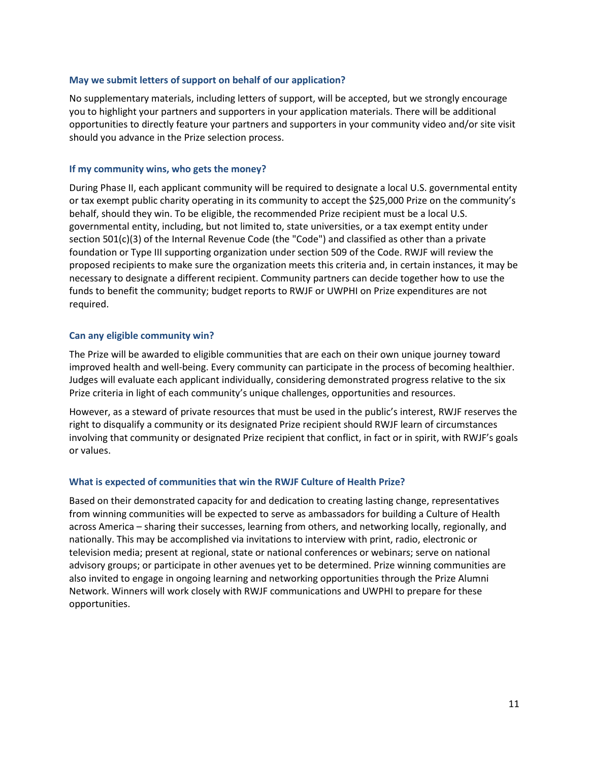### May we submit letters of support on behalf of our application?

No supplementary materials, including letters of support, will be accepted, but we strongly encourage you to highlight your partners and supporters in your application materials. There will be additional opportunities to directly feature your partners and supporters in your community video and/or site visit should you advance in the Prize selection process.

### If my community wins, who gets the money?

During Phase II, each applicant community will be required to designate a local U.S. governmental entity or tax exempt public charity operating in its community to accept the $25,000 Prize on the community's behalf, should they win. To be eligible, the recommended Prize recipient must be a local U.S. governmental entity, including, but not limited to, state universities, or a tax exempt entity under section 501(c)(3) of the Internal Revenue Code (the "Code") and classified as other than a private foundation or Type III supporting organization under section 509 of the Code. RWJF will review the proposed recipients to make sure the organization meets this criteria and, in certain instances, it may be necessary to designate a different recipient. Community partners can decide together how to use the funds to benefit the community; budget reports to RWJF or UWPHI on Prize expenditures are not required.

### Can any eligible community win?

The Prize will be awarded to eligible communities that are each on their own unique journey toward improved health and well-being. Every community can participate in the process of becoming healthier. Judges will evaluate each applicant individually, considering demonstrated progress relative to the six Prize criteria in light of each community's unique challenges, opportunities and resources.

However, as a steward of private resources that must be used in the public's interest, RWJF reserves the right to disqualify a community or its designated Prize recipient should RWJF learn of circumstances involving that community or designated Prize recipient that conflict, in fact or in spirit, with RWJF's goals or values.

### What is expected of communities that win the RWJF Culture of Health Prize?

Based on their demonstrated capacity for and dedication to creating lasting change, representatives from winning communities will be expected to serve as ambassadors for building a Culture of Health across America – sharing their successes, learning from others, and networking locally, regionally, and nationally. This may be accomplished via invitations to interview with print, radio, electronic or television media; present at regional, state or national conferences or webinars; serve on national advisory groups; or participate in other avenues yet to be determined. Prize winning communities are also invited to engage in ongoing learning and networking opportunities through the Prize Alumni Network. Winners will work closely with RWJF communications and UWPHI to prepare for these opportunities.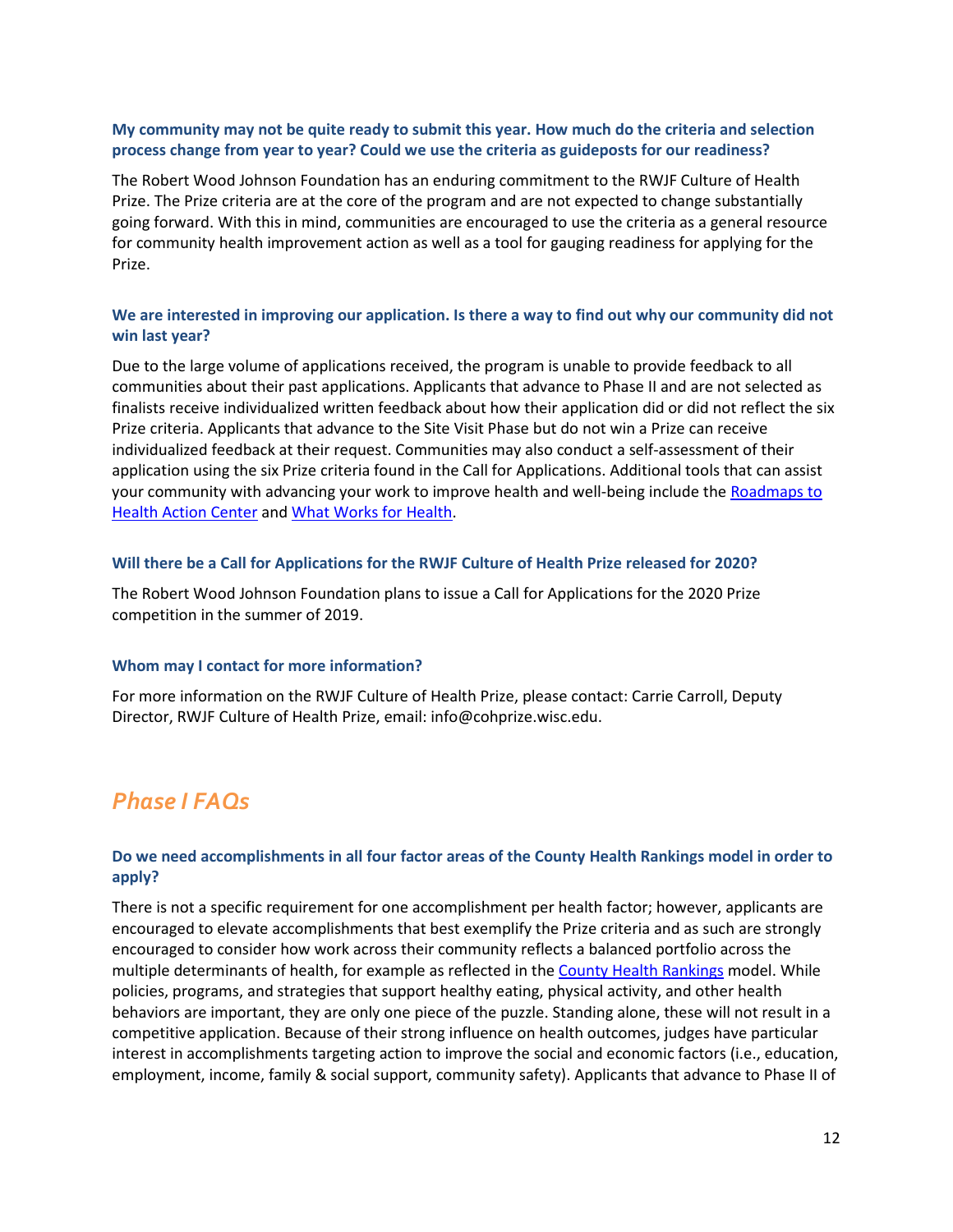### My community may not be quite ready to submit this year. How much do the criteria and selection process change from year to year? Could we use the criteria as guideposts for our readiness?

The Robert Wood Johnson Foundation has an enduring commitment to the RWJF Culture of Health Prize. The Prize criteria are at the core of the program and are not expected to change substantially going forward. With this in mind, communities are encouraged to use the criteria as a general resource for community health improvement action as well as a tool for gauging readiness for applying for the Prize.

### We are interested in improving our application. Is there a way to find out why our community did not win last year?

Due to the large volume of applications received, the program is unable to provide feedback to all communities about their past applications. Applicants that advance to Phase II and are not selected as finalists receive individualized written feedback about how their application did or did not reflect the six Prize criteria. Applicants that advance to the Site Visit Phase but do not win a Prize can receive individualized feedback at their request. Communities may also conduct a self-assessment of their application using the six Prize criteria found in the Call for Applications. Additional tools that can assist your community with advancing your work to improve health and well-being include the Roadmaps to Health Action Center and What Works for Health.

### Will there be a Call for Applications for the RWJF Culture of Health Prize released for 2020?

The Robert Wood Johnson Foundation plans to issue a Call for Applications for the 2020 Prize competition in the summer of 2019.

### Whom may I contact for more information?

For more information on the RWJF Culture of Health Prize, please contact: Carrie Carroll, Deputy Director, RWJF Culture of Health Prize, email: info@cohprize.wisc.edu.

## *Phase I FAQs*

### Do we need accomplishments in all four factor areas of the County Health Rankings model in order to apply?

There is not a specific requirement for one accomplishment per health factor; however, applicants are encouraged to elevate accomplishments that best exemplify the Prize criteria and as such are strongly encouraged to consider how work across their community reflects a balanced portfolio across the multiple determinants of health, for example as reflected in the County Health Rankings model. While policies, programs, and strategies that support healthy eating, physical activity, and other health behaviors are important, they are only one piece of the puzzle. Standing alone, these will not result in a competitive application. Because of their strong influence on health outcomes, judges have particular interest in accomplishments targeting action to improve the social and economic factors (i.e., education, employment, income, family & social support, community safety). Applicants that advance to Phase II of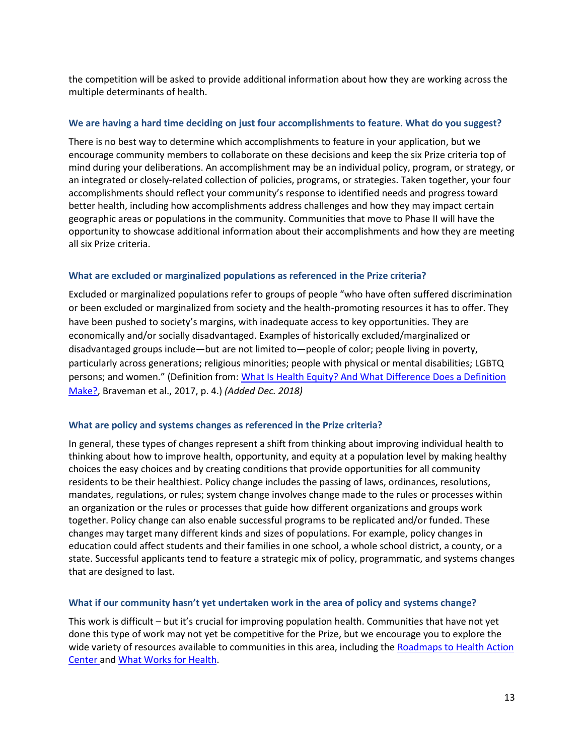the competition will be asked to provide additional information about how they are working across the multiple determinants of health.

### We are having a hard time deciding on just four accomplishments to feature. What do you suggest?

There is no best way to determine which accomplishments to feature in your application, but we encourage community members to collaborate on these decisions and keep the six Prize criteria top of mind during your deliberations. An accomplishment may be an individual policy, program, or strategy, or an integrated or closely-related collection of policies, programs, or strategies. Taken together, your four accomplishments should reflect your community's response to identified needs and progress toward better health, including how accomplishments address challenges and how they may impact certain geographic areas or populations in the community. Communities that move to Phase II will have the opportunity to showcase additional information about their accomplishments and how they are meeting all six Prize criteria.

### What are excluded or marginalized populations as referenced in the Prize criteria?

Excluded or marginalized populations refer to groups of people "who have often suffered discrimination or been excluded or marginalized from society and the health-promoting resources it has to offer. They have been pushed to society's margins, with inadequate access to key opportunities. They are economically and/or socially disadvantaged. Examples of historically excluded/marginalized or disadvantaged groups include—but are not limited to—people of color; people living in poverty, particularly across generations; religious minorities; people with physical or mental disabilities; LGBTQ persons; and women." (Definition from: [What Is Health Equity? And What Difference Does a Definition Make?](), Braveman et al., 2017, p. 4.) *(Added Dec. 2018)*

### What are policy and systems changes as referenced in the Prize criteria?

In general, these types of changes represent a shift from thinking about improving individual health to thinking about how to improve health, opportunity, and equity at a population level by making healthy choices the easy choices and by creating conditions that provide opportunities for all community residents to be their healthiest. Policy change includes the passing of laws, ordinances, resolutions, mandates, regulations, or rules; system change involves change made to the rules or processes within an organization or the rules or processes that guide how different organizations and groups work together. Policy change can also enable successful programs to be replicated and/or funded. These changes may target many different kinds and sizes of populations. For example, policy changes in education could affect students and their families in one school, a whole school district, a county, or a state. Successful applicants tend to feature a strategic mix of policy, programmatic, and systems changes that are designed to last.

### What if our community hasn't yet undertaken work in the area of policy and systems change?

This work is difficult – but it's crucial for improving population health. Communities that have not yet done this type of work may not yet be competitive for the Prize, but we encourage you to explore the wide variety of resources available to communities in this area, including the [Roadmaps to Health Action Center]() and [What Works for Health]().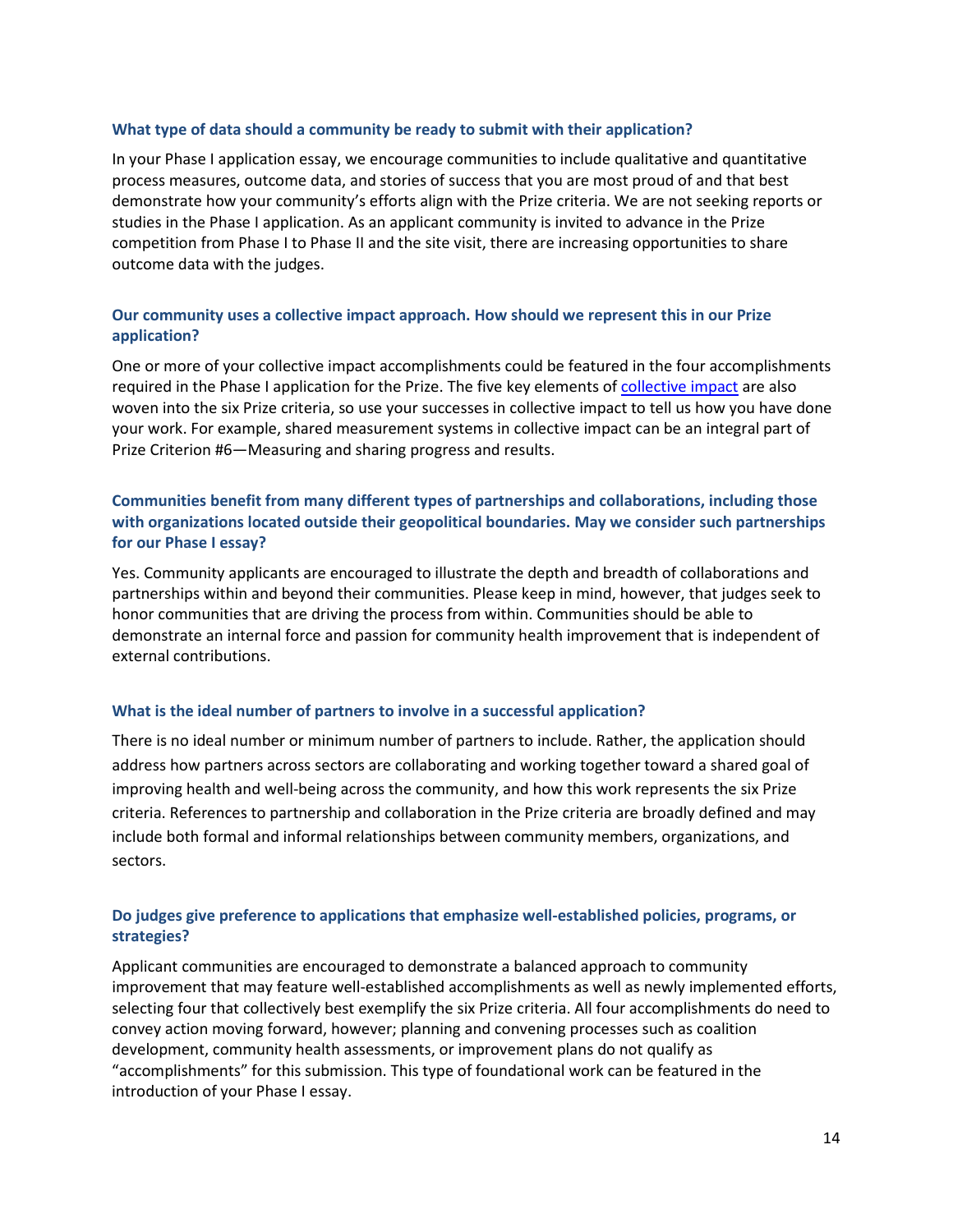### What type of data should a community be ready to submit with their application?

In your Phase I application essay, we encourage communities to include qualitative and quantitative process measures, outcome data, and stories of success that you are most proud of and that best demonstrate how your community's efforts align with the Prize criteria. We are not seeking reports or studies in the Phase I application. As an applicant community is invited to advance in the Prize competition from Phase I to Phase II and the site visit, there are increasing opportunities to share outcome data with the judges.

### Our community uses a collective impact approach. How should we represent this in our Prize application?

One or more of your collective impact accomplishments could be featured in the four accomplishments required in the Phase I application for the Prize. The five key elements of collective impact are also woven into the six Prize criteria, so use your successes in collective impact to tell us how you have done your work. For example, shared measurement systems in collective impact can be an integral part of Prize Criterion #6—Measuring and sharing progress and results.

### Communities benefit from many different types of partnerships and collaborations, including those with organizations located outside their geopolitical boundaries. May we consider such partnerships for our Phase I essay?

Yes. Community applicants are encouraged to illustrate the depth and breadth of collaborations and partnerships within and beyond their communities. Please keep in mind, however, that judges seek to honor communities that are driving the process from within. Communities should be able to demonstrate an internal force and passion for community health improvement that is independent of external contributions.

### What is the ideal number of partners to involve in a successful application?

There is no ideal number or minimum number of partners to include. Rather, the application should address how partners across sectors are collaborating and working together toward a shared goal of improving health and well-being across the community, and how this work represents the six Prize criteria. References to partnership and collaboration in the Prize criteria are broadly defined and may include both formal and informal relationships between community members, organizations, and sectors.

### Do judges give preference to applications that emphasize well-established policies, programs, or strategies?

Applicant communities are encouraged to demonstrate a balanced approach to community improvement that may feature well-established accomplishments as well as newly implemented efforts, selecting four that collectively best exemplify the six Prize criteria. All four accomplishments do need to convey action moving forward, however; planning and convening processes such as coalition development, community health assessments, or improvement plans do not qualify as "accomplishments" for this submission. This type of foundational work can be featured in the introduction of your Phase I essay.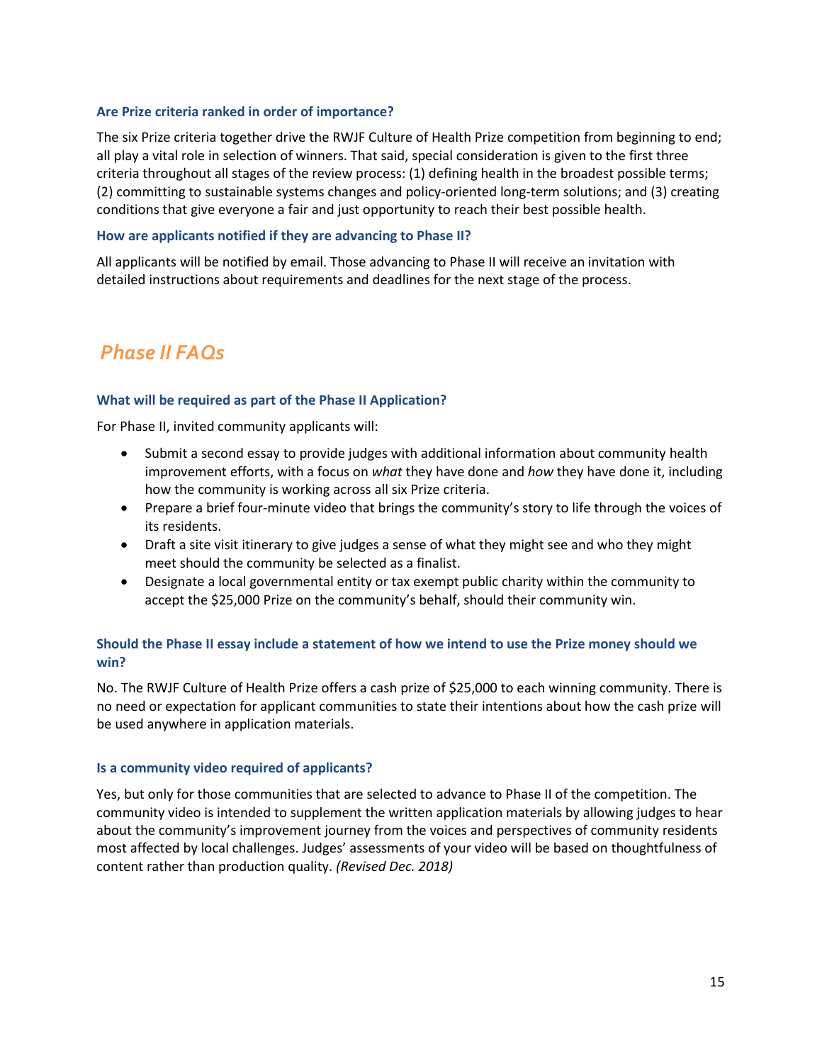### Are Prize criteria ranked in order of importance?

The six Prize criteria together drive the RWJF Culture of Health Prize competition from beginning to end; all play a vital role in selection of winners. That said, special consideration is given to the first three criteria throughout all stages of the review process: (1) defining health in the broadest possible terms; (2) committing to sustainable systems changes and policy-oriented long-term solutions; and (3) creating conditions that give everyone a fair and just opportunity to reach their best possible health.

### How are applicants notified if they are advancing to Phase II?

All applicants will be notified by email. Those advancing to Phase II will receive an invitation with detailed instructions about requirements and deadlines for the next stage of the process.

## *Phase II FAQs*

### What will be required as part of the Phase II Application?

For Phase II, invited community applicants will:

- Submit a second essay to provide judges with additional information about community health improvement efforts, with a focus on *what* they have done and *how* they have done it, including how the community is working across all six Prize criteria.
- Prepare a brief four-minute video that brings the community's story to life through the voices of its residents.
- Draft a site visit itinerary to give judges a sense of what they might see and who they might meet should the community be selected as a finalist.
- Designate a local governmental entity or tax exempt public charity within the community to accept the $25,000 Prize on the community's behalf, should their community win.

### Should the Phase II essay include a statement of how we intend to use the Prize money should we win?

No. The RWJF Culture of Health Prize offers a cash prize of $25,000 to each winning community. There is no need or expectation for applicant communities to state their intentions about how the cash prize will be used anywhere in application materials.

### Is a community video required of applicants?

Yes, but only for those communities that are selected to advance to Phase II of the competition. The community video is intended to supplement the written application materials by allowing judges to hear about the community's improvement journey from the voices and perspectives of community residents most affected by local challenges. Judges' assessments of your video will be based on thoughtfulness of content rather than production quality. *(Revised Dec. 2018)*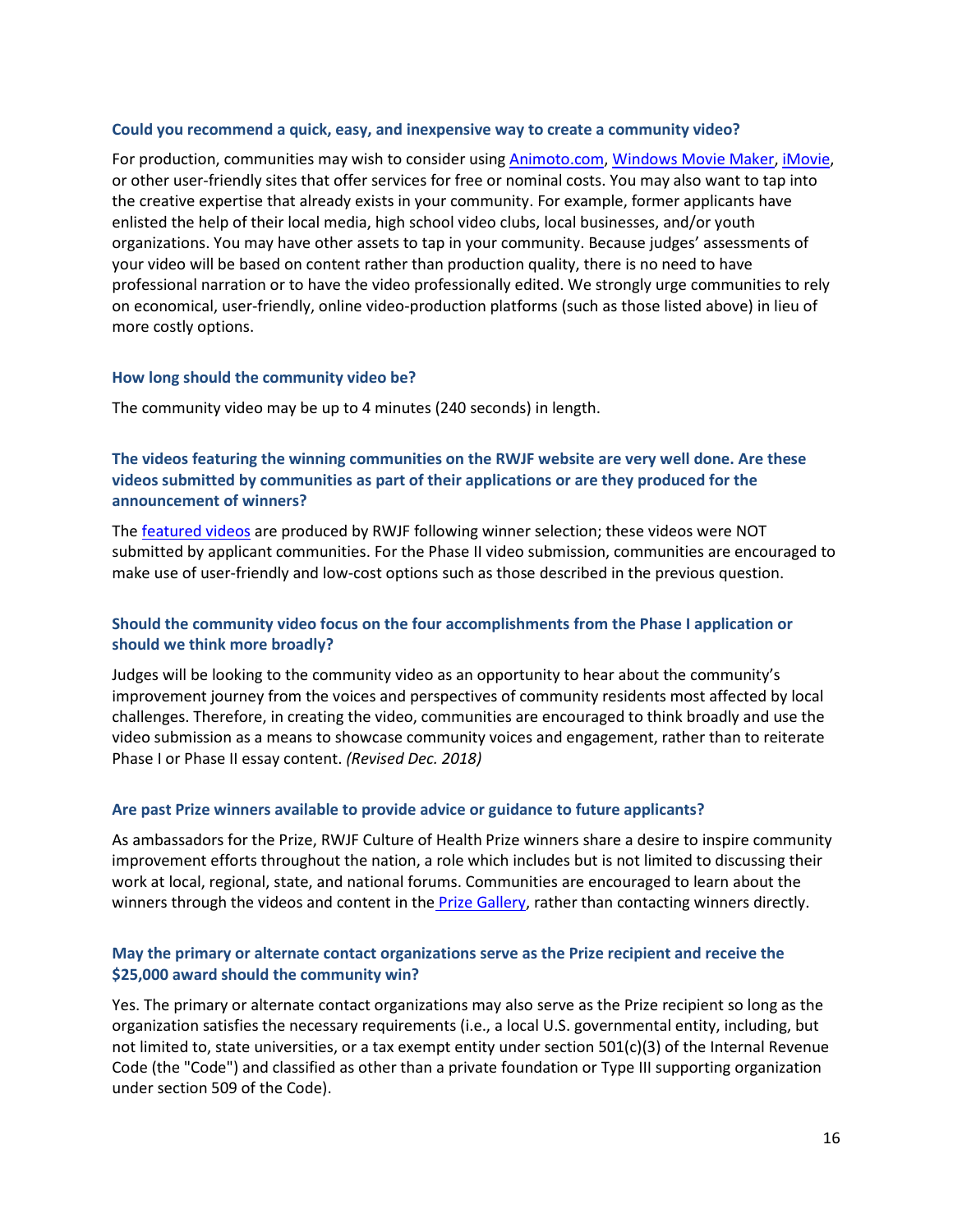### Could you recommend a quick, easy, and inexpensive way to create a community video?

For production, communities may wish to consider using Animoto.com, Windows Movie Maker, iMovie, or other user-friendly sites that offer services for free or nominal costs. You may also want to tap into the creative expertise that already exists in your community. For example, former applicants have enlisted the help of their local media, high school video clubs, local businesses, and/or youth organizations. You may have other assets to tap in your community. Because judges' assessments of your video will be based on content rather than production quality, there is no need to have professional narration or to have the video professionally edited. We strongly urge communities to rely on economical, user-friendly, online video-production platforms (such as those listed above) in lieu of more costly options.

### How long should the community video be?

The community video may be up to 4 minutes (240 seconds) in length.

### The videos featuring the winning communities on the RWJF website are very well done. Are these videos submitted by communities as part of their applications or are they produced for the announcement of winners?

The featured videos are produced by RWJF following winner selection; these videos were NOT submitted by applicant communities. For the Phase II video submission, communities are encouraged to make use of user-friendly and low-cost options such as those described in the previous question.

### Should the community video focus on the four accomplishments from the Phase I application or should we think more broadly?

Judges will be looking to the community video as an opportunity to hear about the community's improvement journey from the voices and perspectives of community residents most affected by local challenges. Therefore, in creating the video, communities are encouraged to think broadly and use the video submission as a means to showcase community voices and engagement, rather than to reiterate Phase I or Phase II essay content. *(Revised Dec. 2018)*

### Are past Prize winners available to provide advice or guidance to future applicants?

As ambassadors for the Prize, RWJF Culture of Health Prize winners share a desire to inspire community improvement efforts throughout the nation, a role which includes but is not limited to discussing their work at local, regional, state, and national forums. Communities are encouraged to learn about the winners through the videos and content in the Prize Gallery, rather than contacting winners directly.

### May the primary or alternate contact organizations serve as the Prize recipient and receive the $25,000 award should the community win?

Yes. The primary or alternate contact organizations may also serve as the Prize recipient so long as the organization satisfies the necessary requirements (i.e., a local U.S. governmental entity, including, but not limited to, state universities, or a tax exempt entity under section 501(c)(3) of the Internal Revenue Code (the "Code") and classified as other than a private foundation or Type III supporting organization under section 509 of the Code).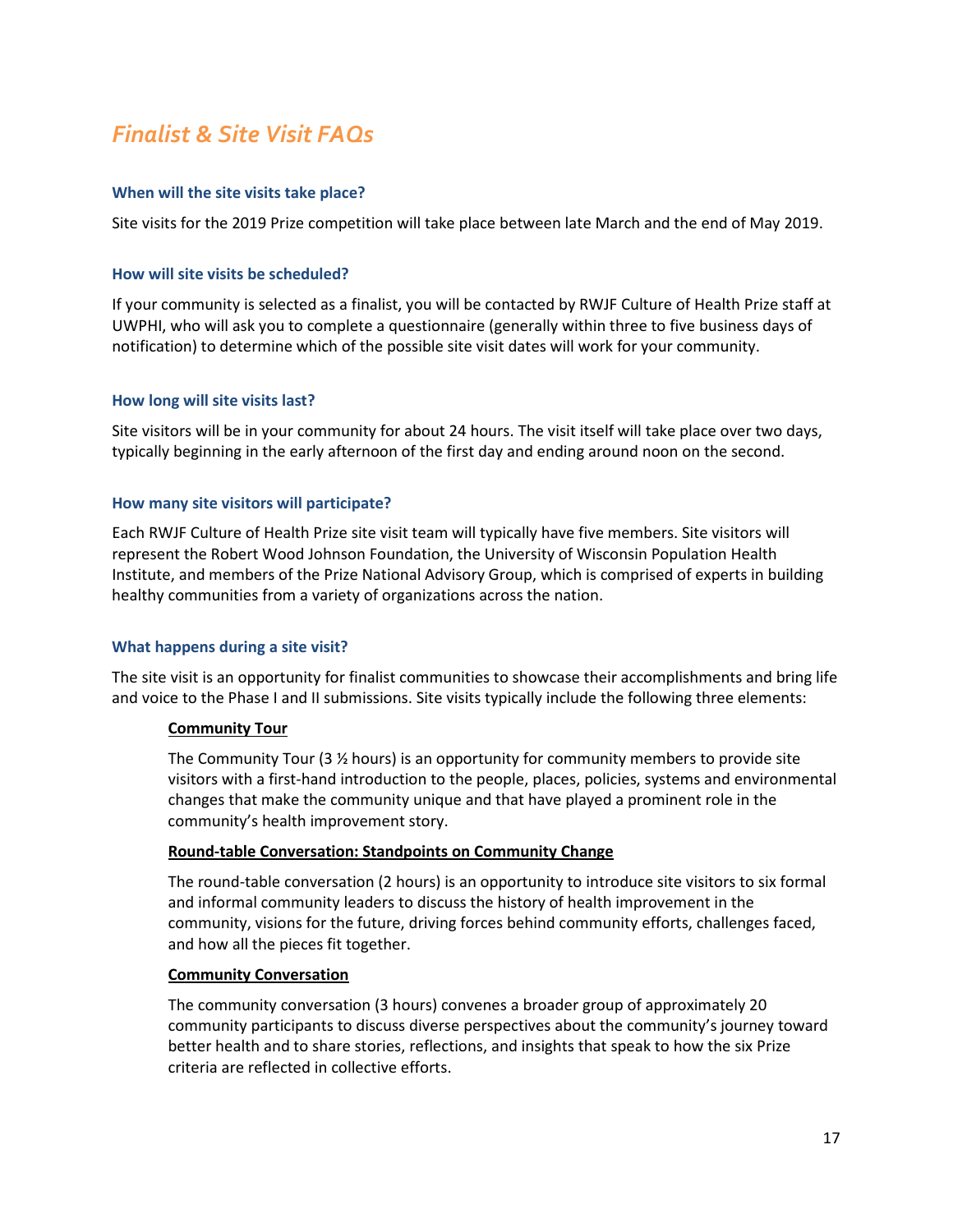## *Finalist & Site Visit FAQs*

### When will the site visits take place?

Site visits for the 2019 Prize competition will take place between late March and the end of May 2019.

### How will site visits be scheduled?

If your community is selected as a finalist, you will be contacted by RWJF Culture of Health Prize staff at UWPHI, who will ask you to complete a questionnaire (generally within three to five business days of notification) to determine which of the possible site visit dates will work for your community.

### How long will site visits last?

Site visitors will be in your community for about 24 hours. The visit itself will take place over two days, typically beginning in the early afternoon of the first day and ending around noon on the second.

### How many site visitors will participate?

Each RWJF Culture of Health Prize site visit team will typically have five members. Site visitors will represent the Robert Wood Johnson Foundation, the University of Wisconsin Population Health Institute, and members of the Prize National Advisory Group, which is comprised of experts in building healthy communities from a variety of organizations across the nation.

### What happens during a site visit?

The site visit is an opportunity for finalist communities to showcase their accomplishments and bring life and voice to the Phase I and II submissions. Site visits typically include the following three elements:

**Community Tour**

The Community Tour (3 ½ hours) is an opportunity for community members to provide site visitors with a first-hand introduction to the people, places, policies, systems and environmental changes that make the community unique and that have played a prominent role in the community's health improvement story.

**Round-table Conversation: Standpoints on Community Change**

The round-table conversation (2 hours) is an opportunity to introduce site visitors to six formal and informal community leaders to discuss the history of health improvement in the community, visions for the future, driving forces behind community efforts, challenges faced, and how all the pieces fit together.

**Community Conversation**

The community conversation (3 hours) convenes a broader group of approximately 20 community participants to discuss diverse perspectives about the community's journey toward better health and to share stories, reflections, and insights that speak to how the six Prize criteria are reflected in collective efforts.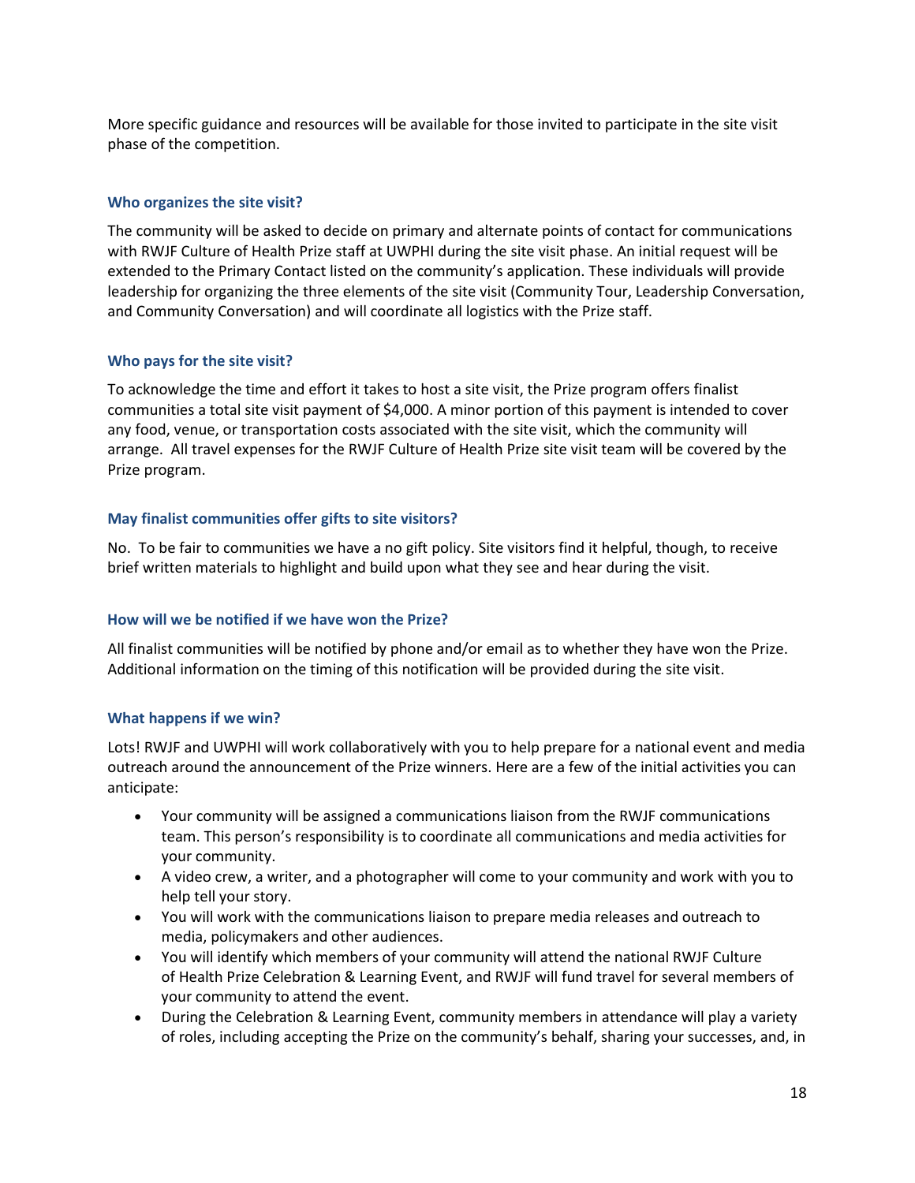More specific guidance and resources will be available for those invited to participate in the site visit phase of the competition.

### Who organizes the site visit?

The community will be asked to decide on primary and alternate points of contact for communications with RWJF Culture of Health Prize staff at UWPHI during the site visit phase. An initial request will be extended to the Primary Contact listed on the community's application. These individuals will provide leadership for organizing the three elements of the site visit (Community Tour, Leadership Conversation, and Community Conversation) and will coordinate all logistics with the Prize staff.

### Who pays for the site visit?

To acknowledge the time and effort it takes to host a site visit, the Prize program offers finalist communities a total site visit payment of $4,000. A minor portion of this payment is intended to cover any food, venue, or transportation costs associated with the site visit, which the community will arrange. All travel expenses for the RWJF Culture of Health Prize site visit team will be covered by the Prize program.

### May finalist communities offer gifts to site visitors?

No. To be fair to communities we have a no gift policy. Site visitors find it helpful, though, to receive brief written materials to highlight and build upon what they see and hear during the visit.

### How will we be notified if we have won the Prize?

All finalist communities will be notified by phone and/or email as to whether they have won the Prize. Additional information on the timing of this notification will be provided during the site visit.

### What happens if we win?

Lots! RWJF and UWPHI will work collaboratively with you to help prepare for a national event and media outreach around the announcement of the Prize winners. Here are a few of the initial activities you can anticipate:

- Your community will be assigned a communications liaison from the RWJF communications team. This person's responsibility is to coordinate all communications and media activities for your community.
- A video crew, a writer, and a photographer will come to your community and work with you to help tell your story.
- You will work with the communications liaison to prepare media releases and outreach to media, policymakers and other audiences.
- You will identify which members of your community will attend the national RWJF Culture of Health Prize Celebration & Learning Event, and RWJF will fund travel for several members of your community to attend the event.
- During the Celebration & Learning Event, community members in attendance will play a variety of roles, including accepting the Prize on the community's behalf, sharing your successes, and, in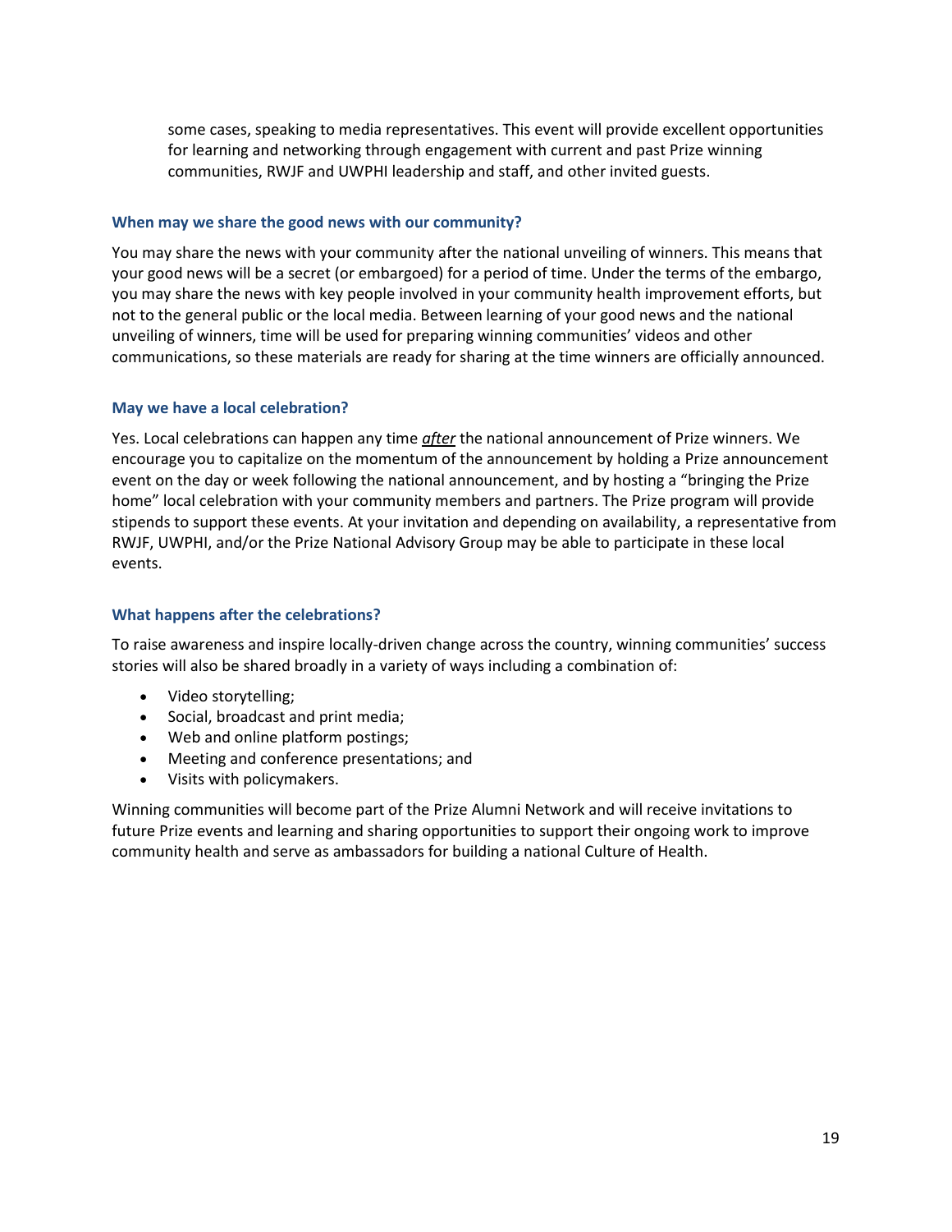some cases, speaking to media representatives. This event will provide excellent opportunities for learning and networking through engagement with current and past Prize winning communities, RWJF and UWPHI leadership and staff, and other invited guests.

### When may we share the good news with our community?

You may share the news with your community after the national unveiling of winners. This means that your good news will be a secret (or embargoed) for a period of time. Under the terms of the embargo, you may share the news with key people involved in your community health improvement efforts, but not to the general public or the local media. Between learning of your good news and the national unveiling of winners, time will be used for preparing winning communities' videos and other communications, so these materials are ready for sharing at the time winners are officially announced.

### May we have a local celebration?

Yes. Local celebrations can happen any time ***after*** the national announcement of Prize winners. We encourage you to capitalize on the momentum of the announcement by holding a Prize announcement event on the day or week following the national announcement, and by hosting a "bringing the Prize home" local celebration with your community members and partners. The Prize program will provide stipends to support these events. At your invitation and depending on availability, a representative from RWJF, UWPHI, and/or the Prize National Advisory Group may be able to participate in these local events.

### What happens after the celebrations?

To raise awareness and inspire locally-driven change across the country, winning communities' success stories will also be shared broadly in a variety of ways including a combination of:

- Video storytelling;
- Social, broadcast and print media;
- Web and online platform postings;
- Meeting and conference presentations; and
- Visits with policymakers.

Winning communities will become part of the Prize Alumni Network and will receive invitations to future Prize events and learning and sharing opportunities to support their ongoing work to improve community health and serve as ambassadors for building a national Culture of Health.